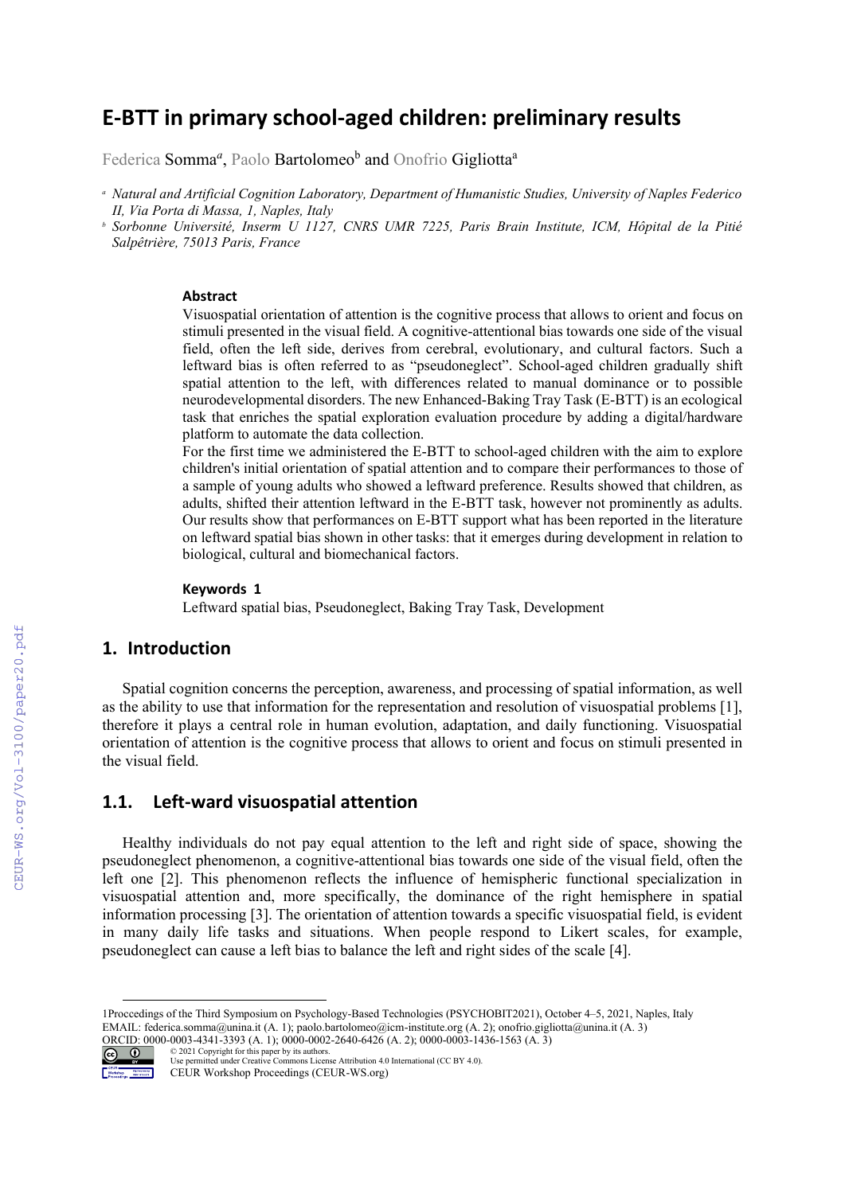# E-BTT in primary school-aged children: preliminary results

Federica Somma[a], Paolo Bartolomeo[b] and Onofrio Gigliotta[a]

[a] *Natural and Artificial Cognition Laboratory, Department of Humanistic Studies, University of Naples Federico II, Via Porta di Massa, 1, Naples, Italy*

[b] *Sorbonne Université, Inserm U 1127, CNRS UMR 7225, Paris Brain Institute, ICM, Hôpital de la Pitié Salpêtrière, 75013 Paris, France*

### Abstract

Visuospatial orientation of attention is the cognitive process that allows to orient and focus on stimuli presented in the visual field. A cognitive-attentional bias towards one side of the visual field, often the left side, derives from cerebral, evolutionary, and cultural factors. Such a leftward bias is often referred to as "pseudoneglect". School-aged children gradually shift spatial attention to the left, with differences related to manual dominance or to possible neurodevelopmental disorders. The new Enhanced-Baking Tray Task (E-BTT) is an ecological task that enriches the spatial exploration evaluation procedure by adding a digital/hardware platform to automate the data collection.

For the first time we administered the E-BTT to school-aged children with the aim to explore children's initial orientation of spatial attention and to compare their performances to those of a sample of young adults who showed a leftward preference. Results showed that children, as adults, shifted their attention leftward in the E-BTT task, however not prominently as adults. Our results show that performances on E-BTT support what has been reported in the literature on leftward spatial bias shown in other tasks: that it emerges during development in relation to biological, cultural and biomechanical factors.

### Keywords [1]

Leftward spatial bias, Pseudoneglect, Baking Tray Task, Development

## 1. Introduction

Spatial cognition concerns the perception, awareness, and processing of spatial information, as well as the ability to use that information for the representation and resolution of visuospatial problems [1], therefore it plays a central role in human evolution, adaptation, and daily functioning. Visuospatial orientation of attention is the cognitive process that allows to orient and focus on stimuli presented in the visual field.

## 1.1. Left-ward visuospatial attention

Healthy individuals do not pay equal attention to the left and right side of space, showing the pseudoneglect phenomenon, a cognitive-attentional bias towards one side of the visual field, often the left one [2]. This phenomenon reflects the influence of hemispheric functional specialization in visuospatial attention and, more specifically, the dominance of the right hemisphere in spatial information processing [3]. The orientation of attention towards a specific visuospatial field, is evident in many daily life tasks and situations. When people respond to Likert scales, for example, pseudoneglect can cause a left bias to balance the left and right sides of the scale [4].

---

1Proccedings of the Third Symposium on Psychology-Based Technologies (PSYCHOBIT2021), October 4–5, 2021, Naples, Italy
EMAIL: federica.somma@unina.it (A. 1); paolo.bartolomeo@icm-institute.org (A. 2); onofrio.gigliotta@unina.it (A. 3)
ORCID: 0000-0003-4341-3393 (A. 1); 0000-0002-2640-6426 (A. 2); 0000-0003-1436-1563 (A. 3)

© 2021 Copyright for this paper by its authors.
Use permitted under Creative Commons License Attribution 4.0 International (CC BY 4.0).
CEUR Workshop Proceedings (CEUR-WS.org)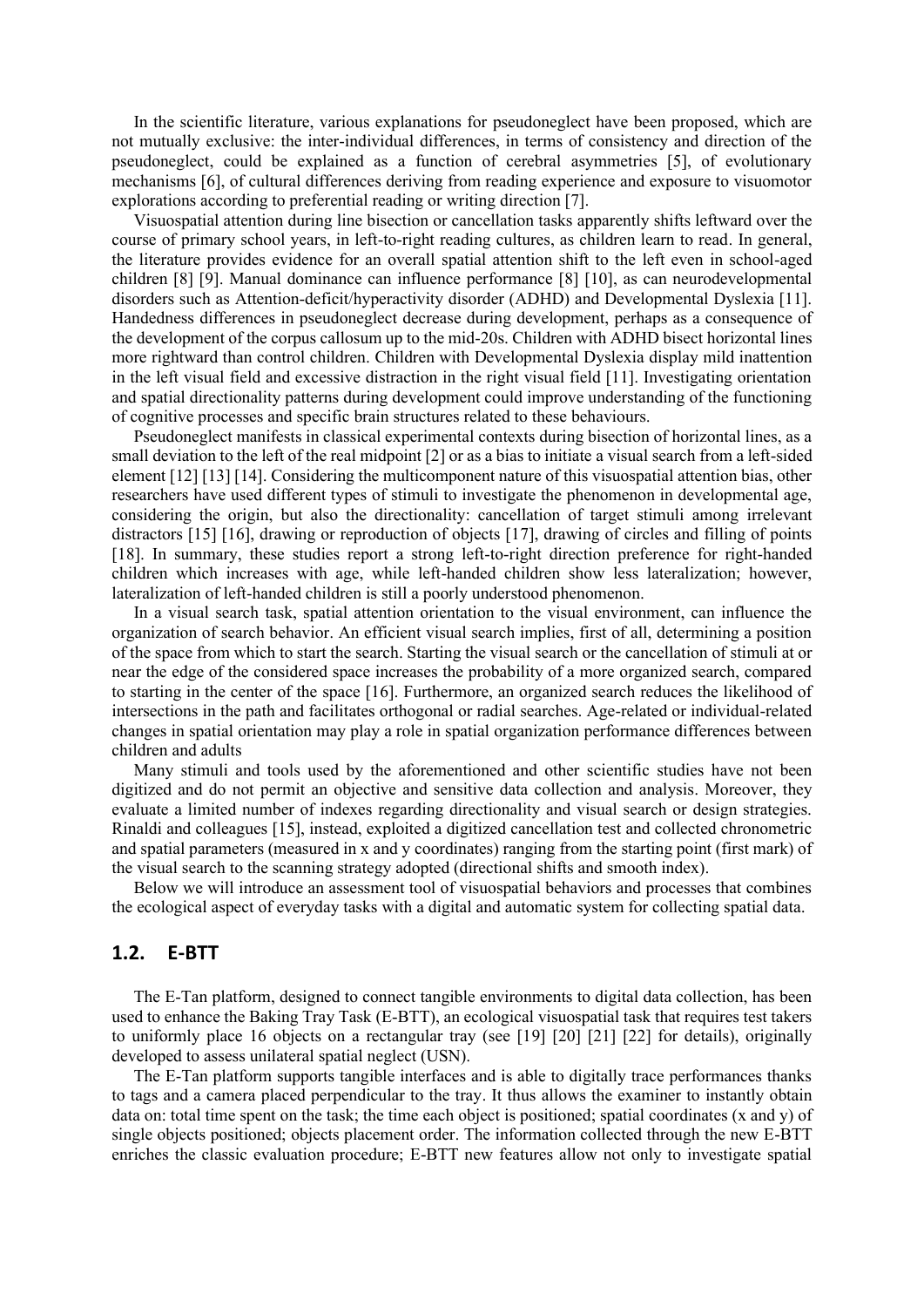In the scientific literature, various explanations for pseudoneglect have been proposed, which are not mutually exclusive: the inter-individual differences, in terms of consistency and direction of the pseudoneglect, could be explained as a function of cerebral asymmetries [5], of evolutionary mechanisms [6], of cultural differences deriving from reading experience and exposure to visuomotor explorations according to preferential reading or writing direction [7].

Visuospatial attention during line bisection or cancellation tasks apparently shifts leftward over the course of primary school years, in left-to-right reading cultures, as children learn to read. In general, the literature provides evidence for an overall spatial attention shift to the left even in school-aged children [8] [9]. Manual dominance can influence performance [8] [10], as can neurodevelopmental disorders such as Attention-deficit/hyperactivity disorder (ADHD) and Developmental Dyslexia [11]. Handedness differences in pseudoneglect decrease during development, perhaps as a consequence of the development of the corpus callosum up to the mid-20s. Children with ADHD bisect horizontal lines more rightward than control children. Children with Developmental Dyslexia display mild inattention in the left visual field and excessive distraction in the right visual field [11]. Investigating orientation and spatial directionality patterns during development could improve understanding of the functioning of cognitive processes and specific brain structures related to these behaviours.

Pseudoneglect manifests in classical experimental contexts during bisection of horizontal lines, as a small deviation to the left of the real midpoint [2] or as a bias to initiate a visual search from a left-sided element [12] [13] [14]. Considering the multicomponent nature of this visuospatial attention bias, other researchers have used different types of stimuli to investigate the phenomenon in developmental age, considering the origin, but also the directionality: cancellation of target stimuli among irrelevant distractors [15] [16], drawing or reproduction of objects [17], drawing of circles and filling of points [18]. In summary, these studies report a strong left-to-right direction preference for right-handed children which increases with age, while left-handed children show less lateralization; however, lateralization of left-handed children is still a poorly understood phenomenon.

In a visual search task, spatial attention orientation to the visual environment, can influence the organization of search behavior. An efficient visual search implies, first of all, determining a position of the space from which to start the search. Starting the visual search or the cancellation of stimuli at or near the edge of the considered space increases the probability of a more organized search, compared to starting in the center of the space [16]. Furthermore, an organized search reduces the likelihood of intersections in the path and facilitates orthogonal or radial searches. Age-related or individual-related changes in spatial orientation may play a role in spatial organization performance differences between children and adults

Many stimuli and tools used by the aforementioned and other scientific studies have not been digitized and do not permit an objective and sensitive data collection and analysis. Moreover, they evaluate a limited number of indexes regarding directionality and visual search or design strategies. Rinaldi and colleagues [15], instead, exploited a digitized cancellation test and collected chronometric and spatial parameters (measured in x and y coordinates) ranging from the starting point (first mark) of the visual search to the scanning strategy adopted (directional shifts and smooth index).

Below we will introduce an assessment tool of visuospatial behaviors and processes that combines the ecological aspect of everyday tasks with a digital and automatic system for collecting spatial data.

## 1.2. E-BTT

The E-Tan platform, designed to connect tangible environments to digital data collection, has been used to enhance the Baking Tray Task (E-BTT), an ecological visuospatial task that requires test takers to uniformly place 16 objects on a rectangular tray (see [19] [20] [21] [22] for details), originally developed to assess unilateral spatial neglect (USN).

The E-Tan platform supports tangible interfaces and is able to digitally trace performances thanks to tags and a camera placed perpendicular to the tray. It thus allows the examiner to instantly obtain data on: total time spent on the task; the time each object is positioned; spatial coordinates (x and y) of single objects positioned; objects placement order. The information collected through the new E-BTT enriches the classic evaluation procedure; E-BTT new features allow not only to investigate spatial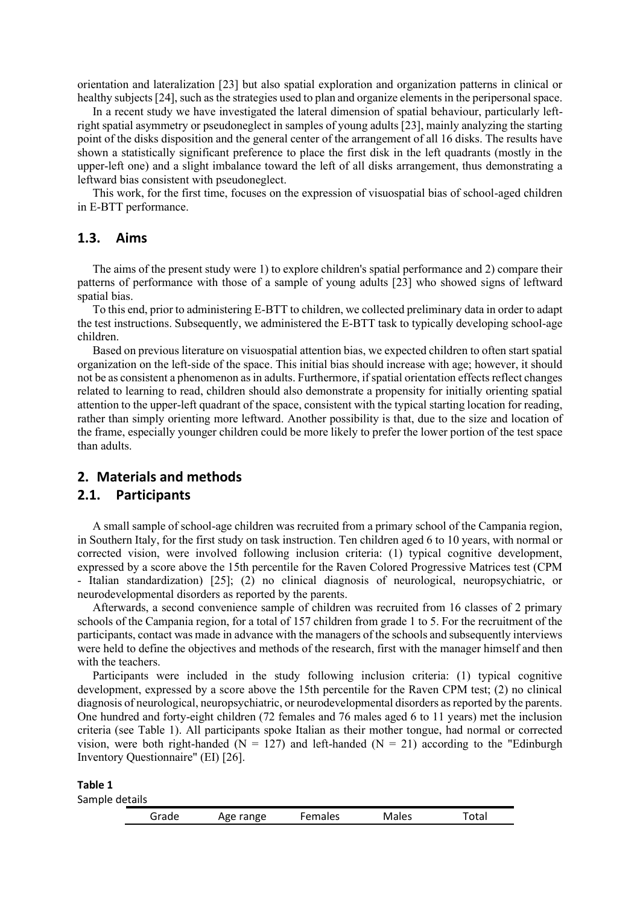orientation and lateralization [23] but also spatial exploration and organization patterns in clinical or healthy subjects [24], such as the strategies used to plan and organize elements in the peripersonal space.

In a recent study we have investigated the lateral dimension of spatial behaviour, particularly left-right spatial asymmetry or pseudoneglect in samples of young adults [23], mainly analyzing the starting point of the disks disposition and the general center of the arrangement of all 16 disks. The results have shown a statistically significant preference to place the first disk in the left quadrants (mostly in the upper-left one) and a slight imbalance toward the left of all disks arrangement, thus demonstrating a leftward bias consistent with pseudoneglect.

This work, for the first time, focuses on the expression of visuospatial bias of school-aged children in E-BTT performance.

### 1.3. Aims

The aims of the present study were 1) to explore children's spatial performance and 2) compare their patterns of performance with those of a sample of young adults [23] who showed signs of leftward spatial bias.

To this end, prior to administering E-BTT to children, we collected preliminary data in order to adapt the test instructions. Subsequently, we administered the E-BTT task to typically developing school-age children.

Based on previous literature on visuospatial attention bias, we expected children to often start spatial organization on the left-side of the space. This initial bias should increase with age; however, it should not be as consistent a phenomenon as in adults. Furthermore, if spatial orientation effects reflect changes related to learning to read, children should also demonstrate a propensity for initially orienting spatial attention to the upper-left quadrant of the space, consistent with the typical starting location for reading, rather than simply orienting more leftward. Another possibility is that, due to the size and location of the frame, especially younger children could be more likely to prefer the lower portion of the test space than adults.

## 2. Materials and methods

### 2.1. Participants

A small sample of school-age children was recruited from a primary school of the Campania region, in Southern Italy, for the first study on task instruction. Ten children aged 6 to 10 years, with normal or corrected vision, were involved following inclusion criteria: (1) typical cognitive development, expressed by a score above the 15th percentile for the Raven Colored Progressive Matrices test (CPM - Italian standardization) [25]; (2) no clinical diagnosis of neurological, neuropsychiatric, or neurodevelopmental disorders as reported by the parents.

Afterwards, a second convenience sample of children was recruited from 16 classes of 2 primary schools of the Campania region, for a total of 157 children from grade 1 to 5. For the recruitment of the participants, contact was made in advance with the managers of the schools and subsequently interviews were held to define the objectives and methods of the research, first with the manager himself and then with the teachers.

Participants were included in the study following inclusion criteria: (1) typical cognitive development, expressed by a score above the 15th percentile for the Raven CPM test; (2) no clinical diagnosis of neurological, neuropsychiatric, or neurodevelopmental disorders as reported by the parents. One hundred and forty-eight children (72 females and 76 males aged 6 to 11 years) met the inclusion criteria (see Table 1). All participants spoke Italian as their mother tongue, had normal or corrected vision, were both right-handed (N = 127) and left-handed (N = 21) according to the "Edinburgh Inventory Questionnaire" (EI) [26].

**Table 1**
Sample details

| Grade | Age range | Females | Males | Total |
|---|---|---|---|---|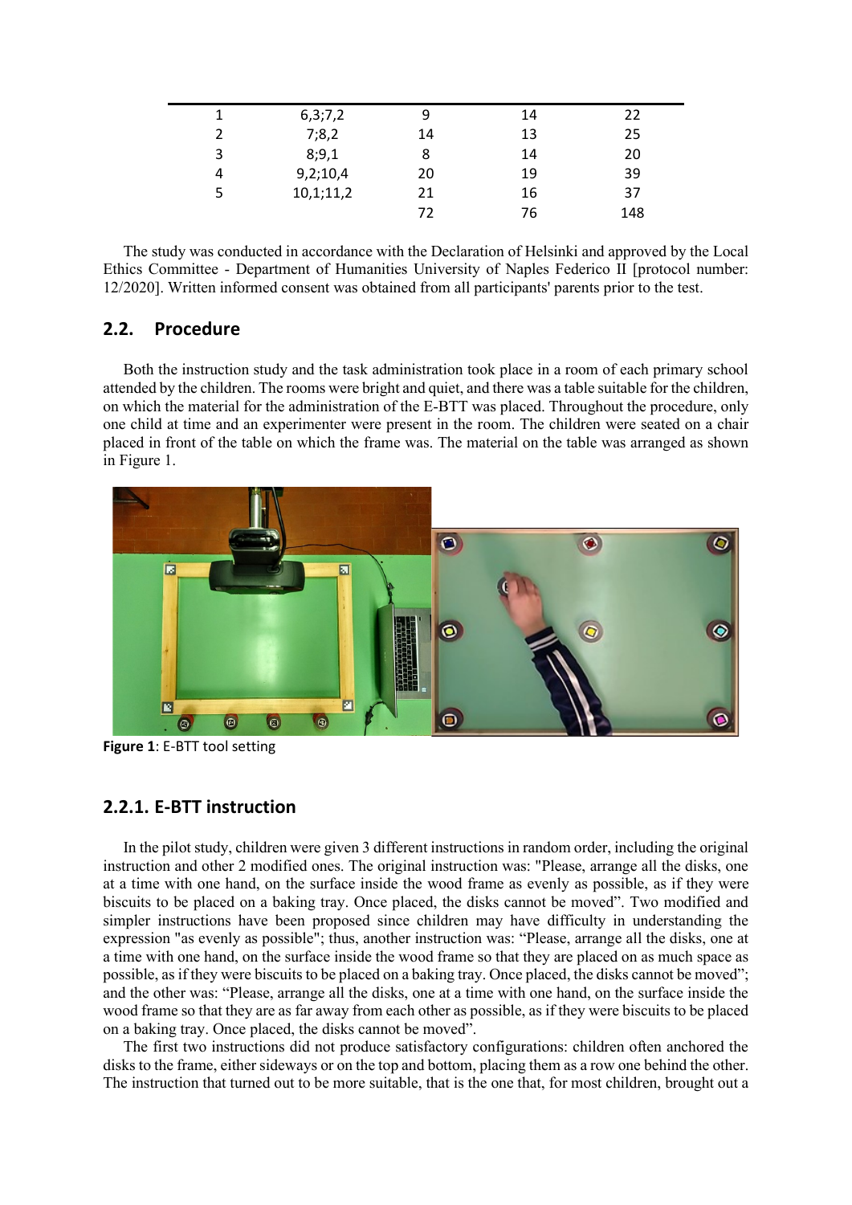| | | | | |
|---|---|---|---|---|
| 1 | 6,3;7,2 | 9 | 14 | 22 |
| 2 | 7;8,2 | 14 | 13 | 25 |
| 3 | 8;9,1 | 8 | 14 | 20 |
| 4 | 9,2;10,4 | 20 | 19 | 39 |
| 5 | 10,1;11,2 | 21 | 16 | 37 |
| | | 72 | 76 | 148 |

The study was conducted in accordance with the Declaration of Helsinki and approved by the Local Ethics Committee - Department of Humanities University of Naples Federico II [protocol number: 12/2020]. Written informed consent was obtained from all participants' parents prior to the test.

## 2.2. Procedure

Both the instruction study and the task administration took place in a room of each primary school attended by the children. The rooms were bright and quiet, and there was a table suitable for the children, on which the material for the administration of the E-BTT was placed. Throughout the procedure, only one child at time and an experimenter were present in the room. The children were seated on a chair placed in front of the table on which the frame was. The material on the table was arranged as shown in Figure 1.

**Figure 1**: E-BTT tool setting

### 2.2.1. E-BTT instruction

In the pilot study, children were given 3 different instructions in random order, including the original instruction and other 2 modified ones. The original instruction was: "Please, arrange all the disks, one at a time with one hand, on the surface inside the wood frame as evenly as possible, as if they were biscuits to be placed on a baking tray. Once placed, the disks cannot be moved". Two modified and simpler instructions have been proposed since children may have difficulty in understanding the expression "as evenly as possible"; thus, another instruction was: "Please, arrange all the disks, one at a time with one hand, on the surface inside the wood frame so that they are placed on as much space as possible, as if they were biscuits to be placed on a baking tray. Once placed, the disks cannot be moved"; and the other was: "Please, arrange all the disks, one at a time with one hand, on the surface inside the wood frame so that they are as far away from each other as possible, as if they were biscuits to be placed on a baking tray. Once placed, the disks cannot be moved".

The first two instructions did not produce satisfactory configurations: children often anchored the disks to the frame, either sideways or on the top and bottom, placing them as a row one behind the other. The instruction that turned out to be more suitable, that is the one that, for most children, brought out a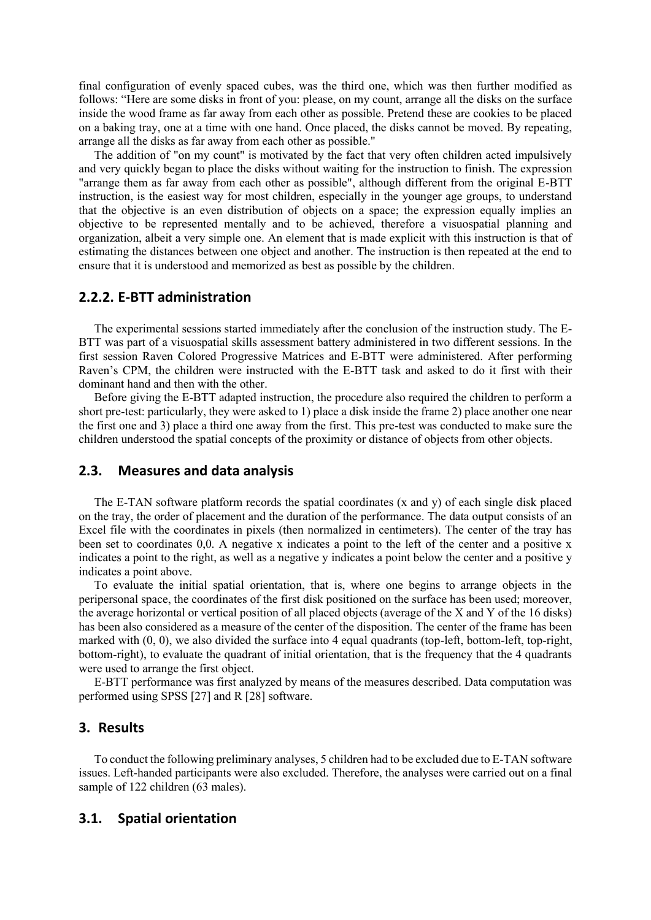final configuration of evenly spaced cubes, was the third one, which was then further modified as follows: "Here are some disks in front of you: please, on my count, arrange all the disks on the surface inside the wood frame as far away from each other as possible. Pretend these are cookies to be placed on a baking tray, one at a time with one hand. Once placed, the disks cannot be moved. By repeating, arrange all the disks as far away from each other as possible."

The addition of "on my count" is motivated by the fact that very often children acted impulsively and very quickly began to place the disks without waiting for the instruction to finish. The expression "arrange them as far away from each other as possible", although different from the original E-BTT instruction, is the easiest way for most children, especially in the younger age groups, to understand that the objective is an even distribution of objects on a space; the expression equally implies an objective to be represented mentally and to be achieved, therefore a visuospatial planning and organization, albeit a very simple one. An element that is made explicit with this instruction is that of estimating the distances between one object and another. The instruction is then repeated at the end to ensure that it is understood and memorized as best as possible by the children.

### 2.2.2. E-BTT administration

The experimental sessions started immediately after the conclusion of the instruction study. The E-BTT was part of a visuospatial skills assessment battery administered in two different sessions. In the first session Raven Colored Progressive Matrices and E-BTT were administered. After performing Raven's CPM, the children were instructed with the E-BTT task and asked to do it first with their dominant hand and then with the other.

Before giving the E-BTT adapted instruction, the procedure also required the children to perform a short pre-test: particularly, they were asked to 1) place a disk inside the frame 2) place another one near the first one and 3) place a third one away from the first. This pre-test was conducted to make sure the children understood the spatial concepts of the proximity or distance of objects from other objects.

## 2.3. Measures and data analysis

The E-TAN software platform records the spatial coordinates (x and y) of each single disk placed on the tray, the order of placement and the duration of the performance. The data output consists of an Excel file with the coordinates in pixels (then normalized in centimeters). The center of the tray has been set to coordinates 0,0. A negative x indicates a point to the left of the center and a positive x indicates a point to the right, as well as a negative y indicates a point below the center and a positive y indicates a point above.

To evaluate the initial spatial orientation, that is, where one begins to arrange objects in the peripersonal space, the coordinates of the first disk positioned on the surface has been used; moreover, the average horizontal or vertical position of all placed objects (average of the X and Y of the 16 disks) has been also considered as a measure of the center of the disposition. The center of the frame has been marked with (0, 0), we also divided the surface into 4 equal quadrants (top-left, bottom-left, top-right, bottom-right), to evaluate the quadrant of initial orientation, that is the frequency that the 4 quadrants were used to arrange the first object.

E-BTT performance was first analyzed by means of the measures described. Data computation was performed using SPSS [27] and R [28] software.

## 3. Results

To conduct the following preliminary analyses, 5 children had to be excluded due to E-TAN software issues. Left-handed participants were also excluded. Therefore, the analyses were carried out on a final sample of 122 children (63 males).

## 3.1. Spatial orientation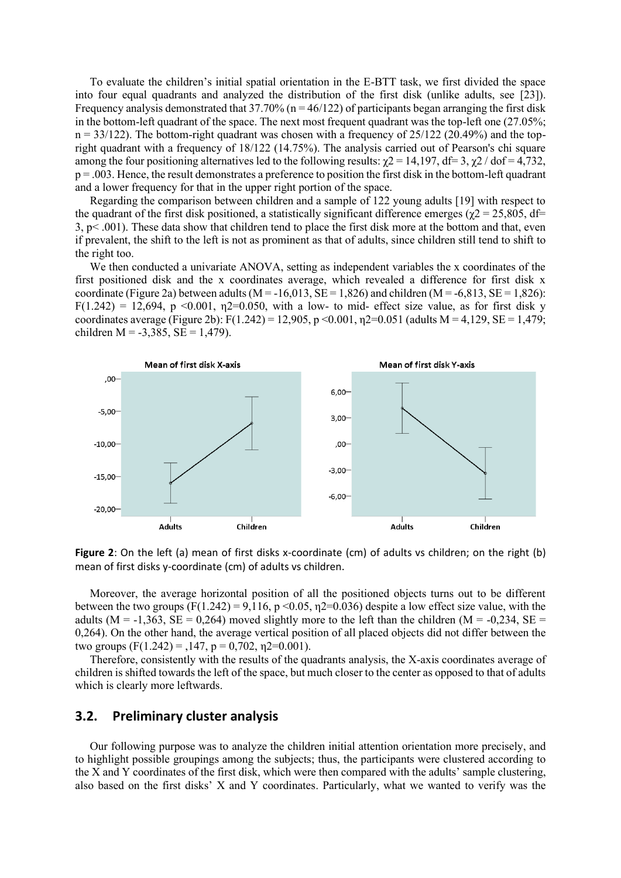To evaluate the children's initial spatial orientation in the E-BTT task, we first divided the space into four equal quadrants and analyzed the distribution of the first disk (unlike adults, see [23]). Frequency analysis demonstrated that 37.70% (n = 46/122) of participants began arranging the first disk in the bottom-left quadrant of the space. The next most frequent quadrant was the top-left one (27.05%; n = 33/122). The bottom-right quadrant was chosen with a frequency of 25/122 (20.49%) and the top-right quadrant with a frequency of 18/122 (14.75%). The analysis carried out of Pearson's chi square among the four positioning alternatives led to the following results: $\chi 2$ = 14,197, df= 3, $\chi 2$ / dof = 4,732, p = .003. Hence, the result demonstrates a preference to position the first disk in the bottom-left quadrant and a lower frequency for that in the upper right portion of the space.

Regarding the comparison between children and a sample of 122 young adults [19] with respect to the quadrant of the first disk positioned, a statistically significant difference emerges ($\chi 2$ = 25,805, df= 3, p< .001). These data show that children tend to place the first disk more at the bottom and that, even if prevalent, the shift to the left is not as prominent as that of adults, since children still tend to shift to the right too.

We then conducted a univariate ANOVA, setting as independent variables the x coordinates of the first positioned disk and the x coordinates average, which revealed a difference for first disk x coordinate (Figure 2a) between adults (M = -16,013, SE = 1,826) and children (M = -6,813, SE = 1,826): F(1.242) = 12,694, p <0.001, $\eta 2$=0.050, with a low- to mid- effect size value, as for first disk y coordinates average (Figure 2b): F(1.242) = 12,905, p <0.001, $\eta 2$=0.051 (adults M = 4,129, SE = 1,479; children M = -3,385, SE = 1,479).

**Figure 2**: On the left (a) mean of first disks x-coordinate (cm) of adults vs children; on the right (b) mean of first disks y-coordinate (cm) of adults vs children.

Moreover, the average horizontal position of all the positioned objects turns out to be different between the two groups (F(1.242) = 9,116, p <0.05, $\eta 2$=0.036) despite a low effect size value, with the adults (M = -1,363, SE = 0,264) moved slightly more to the left than the children (M = -0,234, SE = 0,264). On the other hand, the average vertical position of all placed objects did not differ between the two groups (F(1.242) = ,147, p = 0,702, $\eta 2$=0.001).

Therefore, consistently with the results of the quadrants analysis, the X-axis coordinates average of children is shifted towards the left of the space, but much closer to the center as opposed to that of adults which is clearly more leftwards.

## 3.2. Preliminary cluster analysis

Our following purpose was to analyze the children initial attention orientation more precisely, and to highlight possible groupings among the subjects; thus, the participants were clustered according to the X and Y coordinates of the first disk, which were then compared with the adults' sample clustering, also based on the first disks' X and Y coordinates. Particularly, what we wanted to verify was the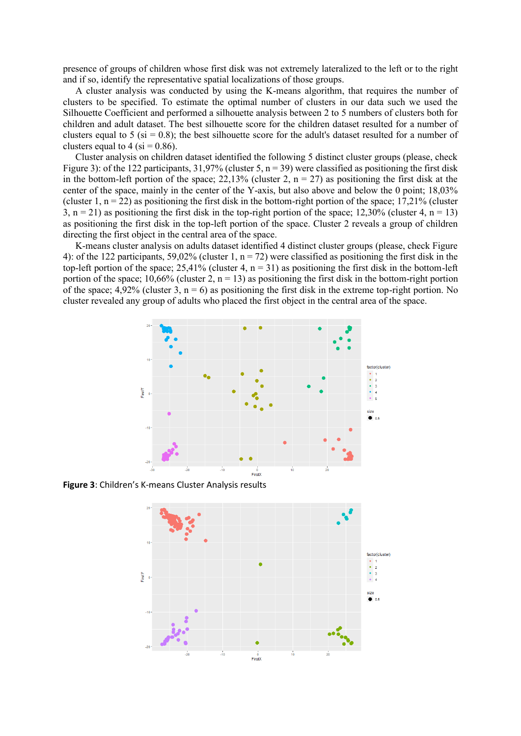presence of groups of children whose first disk was not extremely lateralized to the left or to the right and if so, identify the representative spatial localizations of those groups.

A cluster analysis was conducted by using the K-means algorithm, that requires the number of clusters to be specified. To estimate the optimal number of clusters in our data such we used the Silhouette Coefficient and performed a silhouette analysis between 2 to 5 numbers of clusters both for children and adult dataset. The best silhouette score for the children dataset resulted for a number of clusters equal to 5 (si = 0.8); the best silhouette score for the adult's dataset resulted for a number of clusters equal to 4 (si = 0.86).

Cluster analysis on children dataset identified the following 5 distinct cluster groups (please, check Figure 3): of the 122 participants, 31,97% (cluster 5, n = 39) were classified as positioning the first disk in the bottom-left portion of the space; 22,13% (cluster 2, n = 27) as positioning the first disk at the center of the space, mainly in the center of the Y-axis, but also above and below the 0 point; 18,03% (cluster 1, n = 22) as positioning the first disk in the bottom-right portion of the space; 17,21% (cluster 3, n = 21) as positioning the first disk in the top-right portion of the space; 12,30% (cluster 4, n = 13) as positioning the first disk in the top-left portion of the space. Cluster 2 reveals a group of children directing the first object in the central area of the space.

K-means cluster analysis on adults dataset identified 4 distinct cluster groups (please, check Figure 4): of the 122 participants, 59,02% (cluster 1, n = 72) were classified as positioning the first disk in the top-left portion of the space; 25,41% (cluster 4, n = 31) as positioning the first disk in the bottom-left portion of the space; 10,66% (cluster 2, n = 13) as positioning the first disk in the bottom-right portion of the space; 4,92% (cluster 3, n = 6) as positioning the first disk in the extreme top-right portion. No cluster revealed any group of adults who placed the first object in the central area of the space.

**Figure 3**: Children's K-means Cluster Analysis results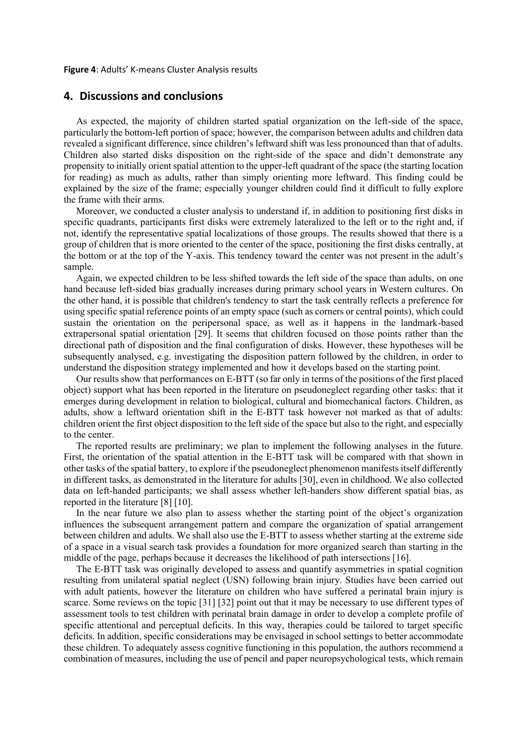**Figure 4**: Adults' K-means Cluster Analysis results

## 4. Discussions and conclusions

As expected, the majority of children started spatial organization on the left-side of the space, particularly the bottom-left portion of space; however, the comparison between adults and children data revealed a significant difference, since children's leftward shift was less pronounced than that of adults. Children also started disks disposition on the right-side of the space and didn't demonstrate any propensity to initially orient spatial attention to the upper-left quadrant of the space (the starting location for reading) as much as adults, rather than simply orienting more leftward. This finding could be explained by the size of the frame; especially younger children could find it difficult to fully explore the frame with their arms.

Moreover, we conducted a cluster analysis to understand if, in addition to positioning first disks in specific quadrants, participants first disks were extremely lateralized to the left or to the right and, if not, identify the representative spatial localizations of those groups. The results showed that there is a group of children that is more oriented to the center of the space, positioning the first disks centrally, at the bottom or at the top of the Y-axis. This tendency toward the center was not present in the adult's sample.

Again, we expected children to be less shifted towards the left side of the space than adults, on one hand because left-sided bias gradually increases during primary school years in Western cultures. On the other hand, it is possible that children's tendency to start the task centrally reflects a preference for using specific spatial reference points of an empty space (such as corners or central points), which could sustain the orientation on the peripersonal space, as well as it happens in the landmark-based extrapersonal spatial orientation [29]. It seems that children focused on those points rather than the directional path of disposition and the final configuration of disks. However, these hypotheses will be subsequently analysed, e.g. investigating the disposition pattern followed by the children, in order to understand the disposition strategy implemented and how it develops based on the starting point.

Our results show that performances on E-BTT (so far only in terms of the positions of the first placed object) support what has been reported in the literature on pseudoneglect regarding other tasks: that it emerges during development in relation to biological, cultural and biomechanical factors. Children, as adults, show a leftward orientation shift in the E-BTT task however not marked as that of adults: children orient the first object disposition to the left side of the space but also to the right, and especially to the center.

The reported results are preliminary; we plan to implement the following analyses in the future. First, the orientation of the spatial attention in the E-BTT task will be compared with that shown in other tasks of the spatial battery, to explore if the pseudoneglect phenomenon manifests itself differently in different tasks, as demonstrated in the literature for adults [30], even in childhood. We also collected data on left-handed participants; we shall assess whether left-handers show different spatial bias, as reported in the literature [8] [10].

In the near future we also plan to assess whether the starting point of the object's organization influences the subsequent arrangement pattern and compare the organization of spatial arrangement between children and adults. We shall also use the E-BTT to assess whether starting at the extreme side of a space in a visual search task provides a foundation for more organized search than starting in the middle of the page, perhaps because it decreases the likelihood of path intersections [16].

The E-BTT task was originally developed to assess and quantify asymmetries in spatial cognition resulting from unilateral spatial neglect (USN) following brain injury. Studies have been carried out with adult patients, however the literature on children who have suffered a perinatal brain injury is scarce. Some reviews on the topic [31] [32] point out that it may be necessary to use different types of assessment tools to test children with perinatal brain damage in order to develop a complete profile of specific attentional and perceptual deficits. In this way, therapies could be tailored to target specific deficits. In addition, specific considerations may be envisaged in school settings to better accommodate these children. To adequately assess cognitive functioning in this population, the authors recommend a combination of measures, including the use of pencil and paper neuropsychological tests, which remain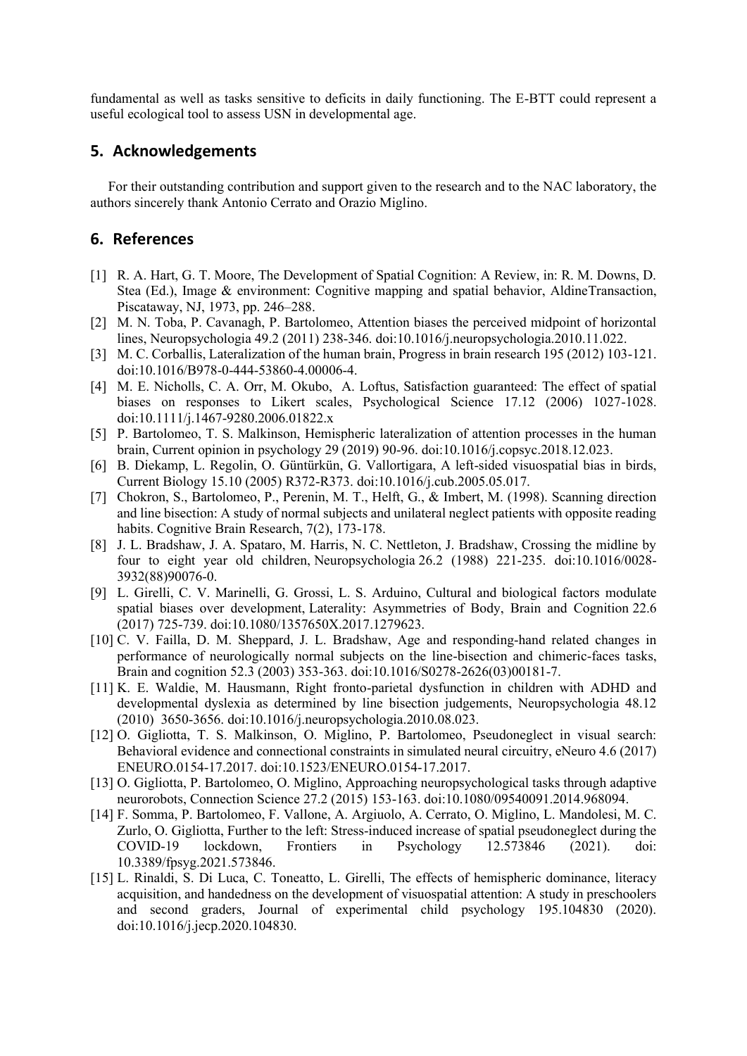fundamental as well as tasks sensitive to deficits in daily functioning. The E-BTT could represent a useful ecological tool to assess USN in developmental age.

## 5. Acknowledgements

For their outstanding contribution and support given to the research and to the NAC laboratory, the authors sincerely thank Antonio Cerrato and Orazio Miglino.

## 6. References

[1] R. A. Hart, G. T. Moore, The Development of Spatial Cognition: A Review, in: R. M. Downs, D. Stea (Ed.), Image & environment: Cognitive mapping and spatial behavior, AldineTransaction, Piscataway, NJ, 1973, pp. 246–288.

[2] M. N. Toba, P. Cavanagh, P. Bartolomeo, Attention biases the perceived midpoint of horizontal lines, Neuropsychologia 49.2 (2011) 238-346. doi:10.1016/j.neuropsychologia.2010.11.022.

[3] M. C. Corballis, Lateralization of the human brain, Progress in brain research 195 (2012) 103-121. doi:10.1016/B978-0-444-53860-4.00006-4.

[4] M. E. Nicholls, C. A. Orr, M. Okubo, A. Loftus, Satisfaction guaranteed: The effect of spatial biases on responses to Likert scales, Psychological Science 17.12 (2006) 1027-1028. doi:10.1111/j.1467-9280.2006.01822.x

[5] P. Bartolomeo, T. S. Malkinson, Hemispheric lateralization of attention processes in the human brain, Current opinion in psychology 29 (2019) 90-96. doi:10.1016/j.copsyc.2018.12.023.

[6] B. Diekamp, L. Regolin, O. Güntürkün, G. Vallortigara, A left-sided visuospatial bias in birds, Current Biology 15.10 (2005) R372-R373. doi:10.1016/j.cub.2005.05.017.

[7] Chokron, S., Bartolomeo, P., Perenin, M. T., Helft, G., & Imbert, M. (1998). Scanning direction and line bisection: A study of normal subjects and unilateral neglect patients with opposite reading habits. Cognitive Brain Research, 7(2), 173-178.

[8] J. L. Bradshaw, J. A. Spataro, M. Harris, N. C. Nettleton, J. Bradshaw, Crossing the midline by four to eight year old children, Neuropsychologia 26.2 (1988) 221-235. doi:10.1016/0028-3932(88)90076-0.

[9] L. Girelli, C. V. Marinelli, G. Grossi, L. S. Arduino, Cultural and biological factors modulate spatial biases over development, Laterality: Asymmetries of Body, Brain and Cognition 22.6 (2017) 725-739. doi:10.1080/1357650X.2017.1279623.

[10] C. V. Failla, D. M. Sheppard, J. L. Bradshaw, Age and responding-hand related changes in performance of neurologically normal subjects on the line-bisection and chimeric-faces tasks, Brain and cognition 52.3 (2003) 353-363. doi:10.1016/S0278-2626(03)00181-7.

[11] K. E. Waldie, M. Hausmann, Right fronto-parietal dysfunction in children with ADHD and developmental dyslexia as determined by line bisection judgements, Neuropsychologia 48.12 (2010) 3650-3656. doi:10.1016/j.neuropsychologia.2010.08.023.

[12] O. Gigliotta, T. S. Malkinson, O. Miglino, P. Bartolomeo, Pseudoneglect in visual search: Behavioral evidence and connectional constraints in simulated neural circuitry, eNeuro 4.6 (2017) ENEURO.0154-17.2017. doi:10.1523/ENEURO.0154-17.2017.

[13] O. Gigliotta, P. Bartolomeo, O. Miglino, Approaching neuropsychological tasks through adaptive neurorobots, Connection Science 27.2 (2015) 153-163. doi:10.1080/09540091.2014.968094.

[14] F. Somma, P. Bartolomeo, F. Vallone, A. Argiuolo, A. Cerrato, O. Miglino, L. Mandolesi, M. C. Zurlo, O. Gigliotta, Further to the left: Stress-induced increase of spatial pseudoneglect during the COVID-19 lockdown, Frontiers in Psychology 12.573846 (2021). doi: 10.3389/fpsyg.2021.573846.

[15] L. Rinaldi, S. Di Luca, C. Toneatto, L. Girelli, The effects of hemispheric dominance, literacy acquisition, and handedness on the development of visuospatial attention: A study in preschoolers and second graders, Journal of experimental child psychology 195.104830 (2020). doi:10.1016/j.jecp.2020.104830.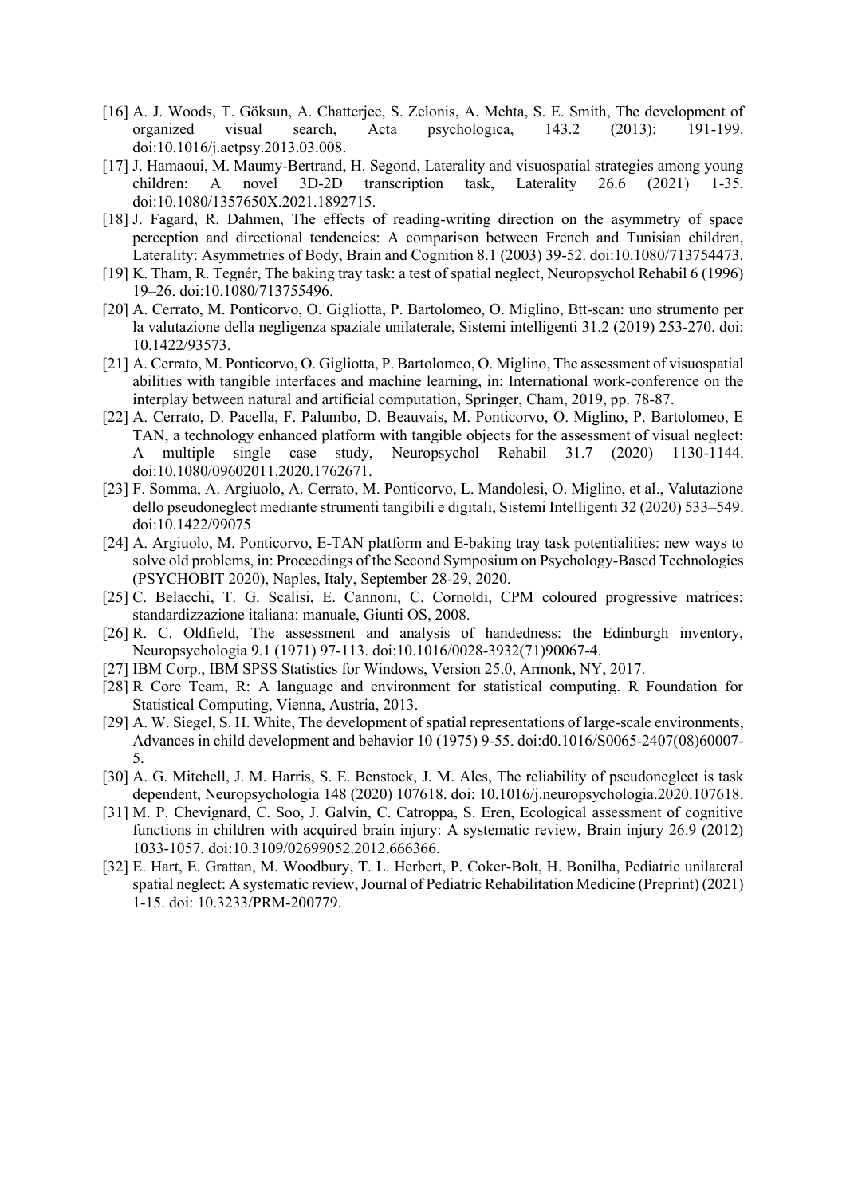[16] A. J. Woods, T. Göksun, A. Chatterjee, S. Zelonis, A. Mehta, S. E. Smith, The development of organized visual search, Acta psychologica, 143.2 (2013): 191-199. doi:10.1016/j.actpsy.2013.03.008.

[17] J. Hamaoui, M. Maumy-Bertrand, H. Segond, Laterality and visuospatial strategies among young children: A novel 3D-2D transcription task, Laterality 26.6 (2021) 1-35. doi:10.1080/1357650X.2021.1892715.

[18] J. Fagard, R. Dahmen, The effects of reading-writing direction on the asymmetry of space perception and directional tendencies: A comparison between French and Tunisian children, Laterality: Asymmetries of Body, Brain and Cognition 8.1 (2003) 39-52. doi:10.1080/713754473.

[19] K. Tham, R. Tegnér, The baking tray task: a test of spatial neglect, Neuropsychol Rehabil 6 (1996) 19–26. doi:10.1080/713755496.

[20] A. Cerrato, M. Ponticorvo, O. Gigliotta, P. Bartolomeo, O. Miglino, Btt-scan: uno strumento per la valutazione della negligenza spaziale unilaterale, Sistemi intelligenti 31.2 (2019) 253-270. doi: 10.1422/93573.

[21] A. Cerrato, M. Ponticorvo, O. Gigliotta, P. Bartolomeo, O. Miglino, The assessment of visuospatial abilities with tangible interfaces and machine learning, in: International work-conference on the interplay between natural and artificial computation, Springer, Cham, 2019, pp. 78-87.

[22] A. Cerrato, D. Pacella, F. Palumbo, D. Beauvais, M. Ponticorvo, O. Miglino, P. Bartolomeo, E TAN, a technology enhanced platform with tangible objects for the assessment of visual neglect: A multiple single case study, Neuropsychol Rehabil 31.7 (2020) 1130-1144. doi:10.1080/09602011.2020.1762671.

[23] F. Somma, A. Argiuolo, A. Cerrato, M. Ponticorvo, L. Mandolesi, O. Miglino, et al., Valutazione dello pseudoneglect mediante strumenti tangibili e digitali, Sistemi Intelligenti 32 (2020) 533–549. doi:10.1422/99075

[24] A. Argiuolo, M. Ponticorvo, E-TAN platform and E-baking tray task potentialities: new ways to solve old problems, in: Proceedings of the Second Symposium on Psychology-Based Technologies (PSYCHOBIT 2020), Naples, Italy, September 28-29, 2020.

[25] C. Belacchi, T. G. Scalisi, E. Cannoni, C. Cornoldi, CPM coloured progressive matrices: standardizzazione italiana: manuale, Giunti OS, 2008.

[26] R. C. Oldfield, The assessment and analysis of handedness: the Edinburgh inventory, Neuropsychologia 9.1 (1971) 97-113. doi:10.1016/0028-3932(71)90067-4.

[27] IBM Corp., IBM SPSS Statistics for Windows, Version 25.0, Armonk, NY, 2017.

[28] R Core Team, R: A language and environment for statistical computing. R Foundation for Statistical Computing, Vienna, Austria, 2013.

[29] A. W. Siegel, S. H. White, The development of spatial representations of large-scale environments, Advances in child development and behavior 10 (1975) 9-55. doi:d0.1016/S0065-2407(08)60007-5.

[30] A. G. Mitchell, J. M. Harris, S. E. Benstock, J. M. Ales, The reliability of pseudoneglect is task dependent, Neuropsychologia 148 (2020) 107618. doi: 10.1016/j.neuropsychologia.2020.107618.

[31] M. P. Chevignard, C. Soo, J. Galvin, C. Catroppa, S. Eren, Ecological assessment of cognitive functions in children with acquired brain injury: A systematic review, Brain injury 26.9 (2012) 1033-1057. doi:10.3109/02699052.2012.666366.

[32] E. Hart, E. Grattan, M. Woodbury, T. L. Herbert, P. Coker-Bolt, H. Bonilha, Pediatric unilateral spatial neglect: A systematic review, Journal of Pediatric Rehabilitation Medicine (Preprint) (2021) 1-15. doi: 10.3233/PRM-200779.